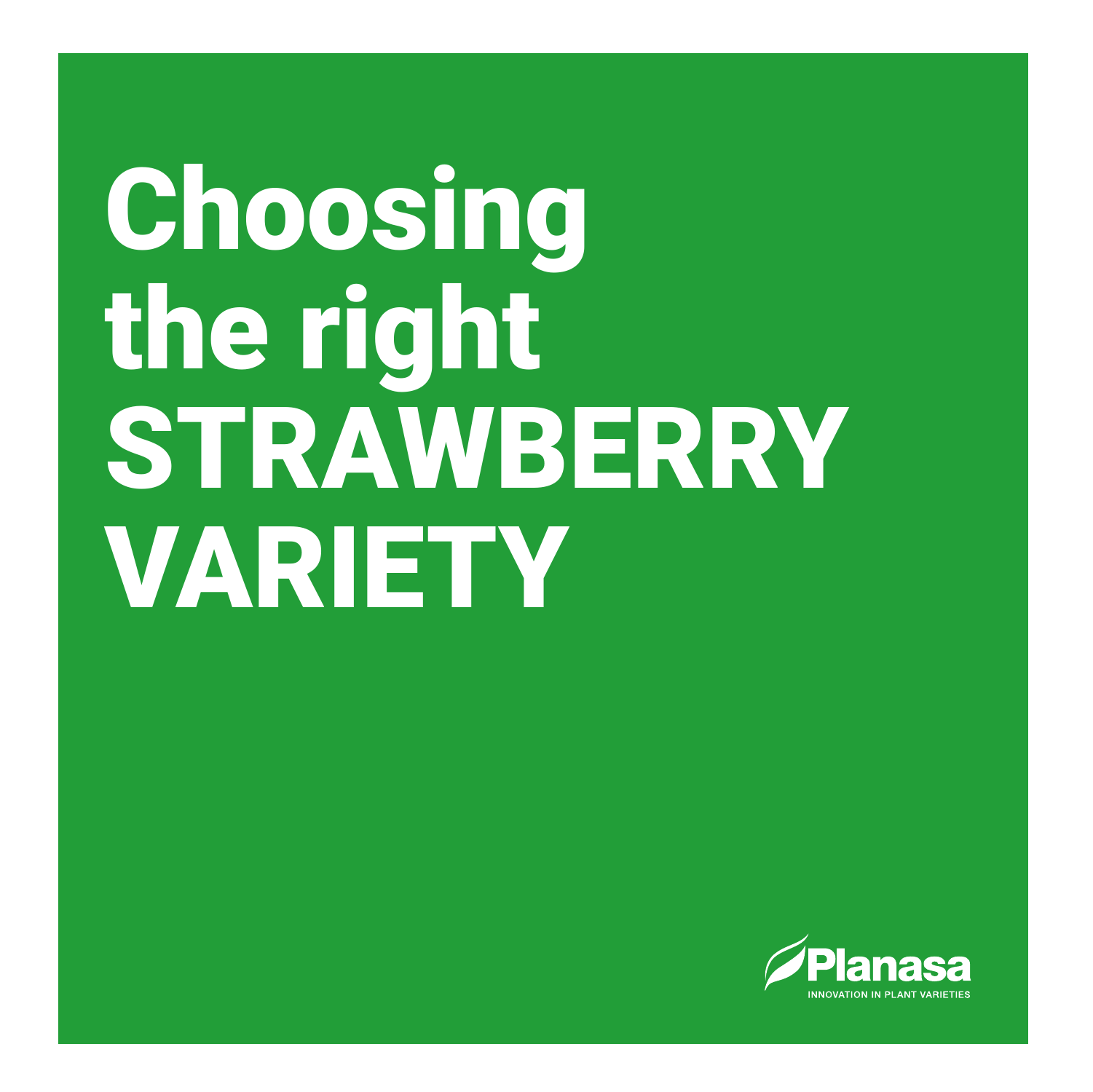# Choosing the right STRAWBERRY VARIETY

Planasa

INNOVATION IN PLANT VARIETIES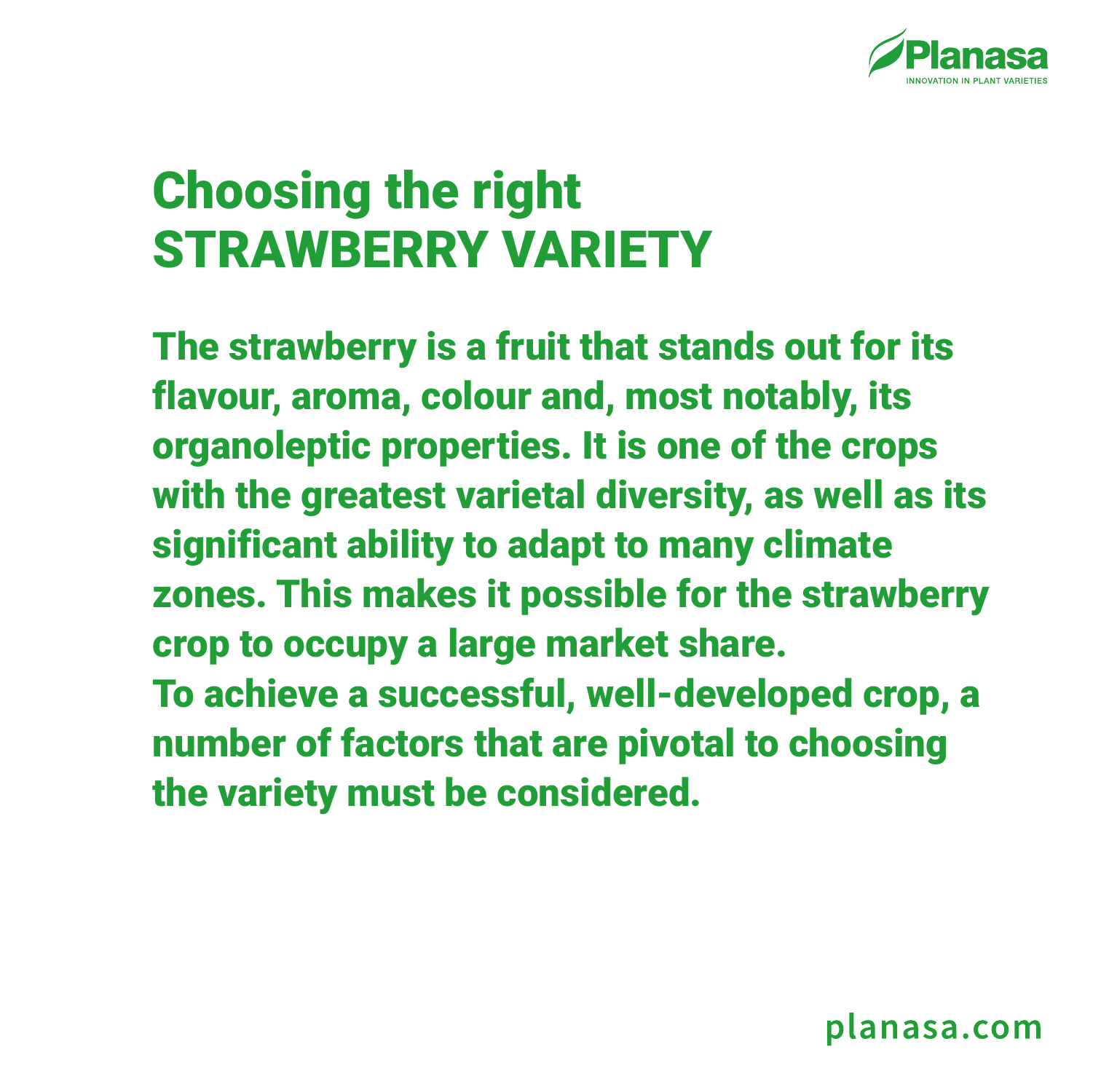# Choosing the right STRAWBERRY VARIETY

**The strawberry is a fruit that stands out for its flavour, aroma, colour and, most notably, its organoleptic properties. It is one of the crops with the greatest varietal diversity, as well as its significant ability to adapt to many climate zones. This makes it possible for the strawberry crop to occupy a large market share.**
**To achieve a successful, well-developed crop, a number of factors that are pivotal to choosing the variety must be considered.**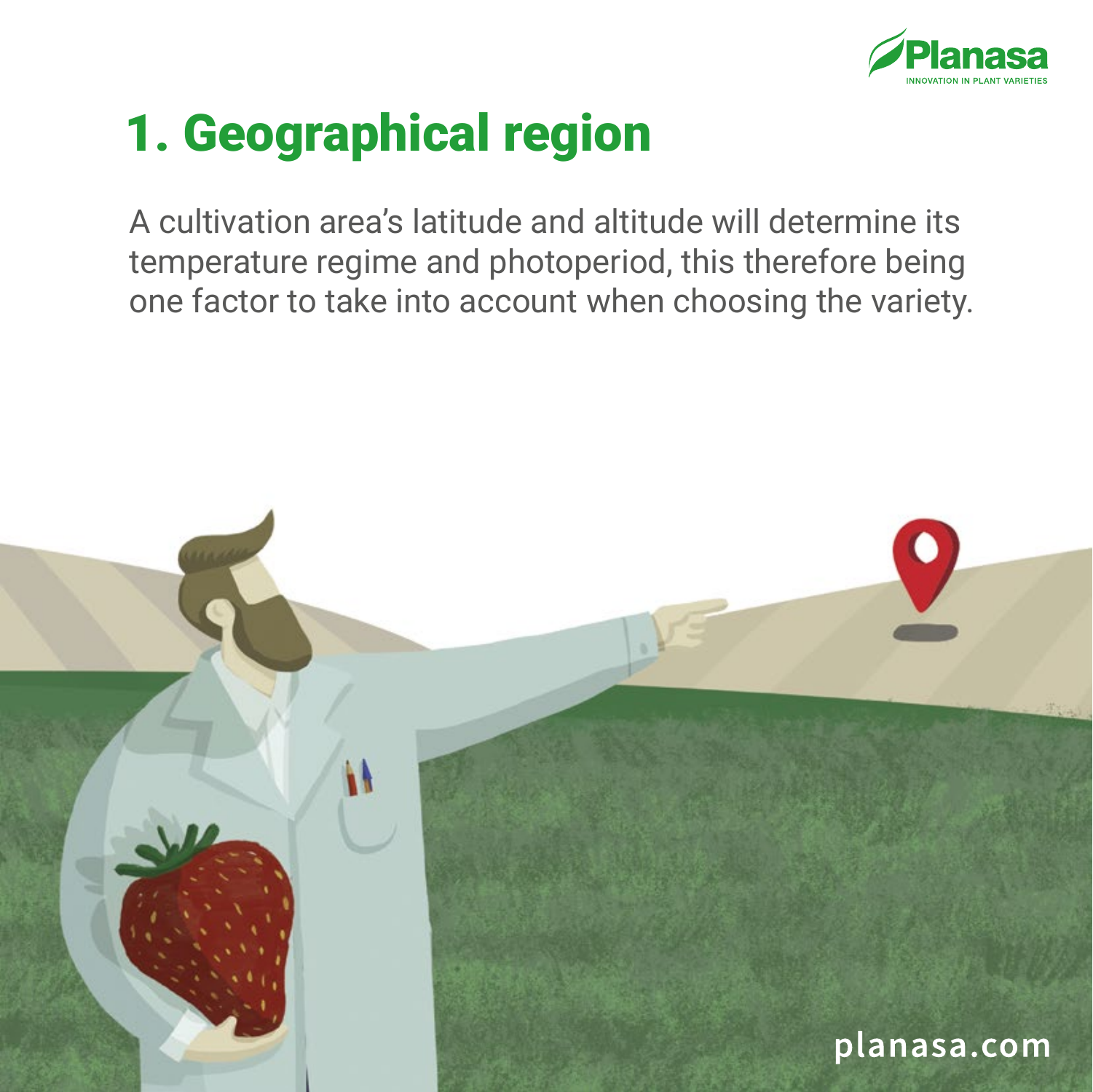# 1. Geographical region

A cultivation area's latitude and altitude will determine its temperature regime and photoperiod, this therefore being one factor to take into account when choosing the variety.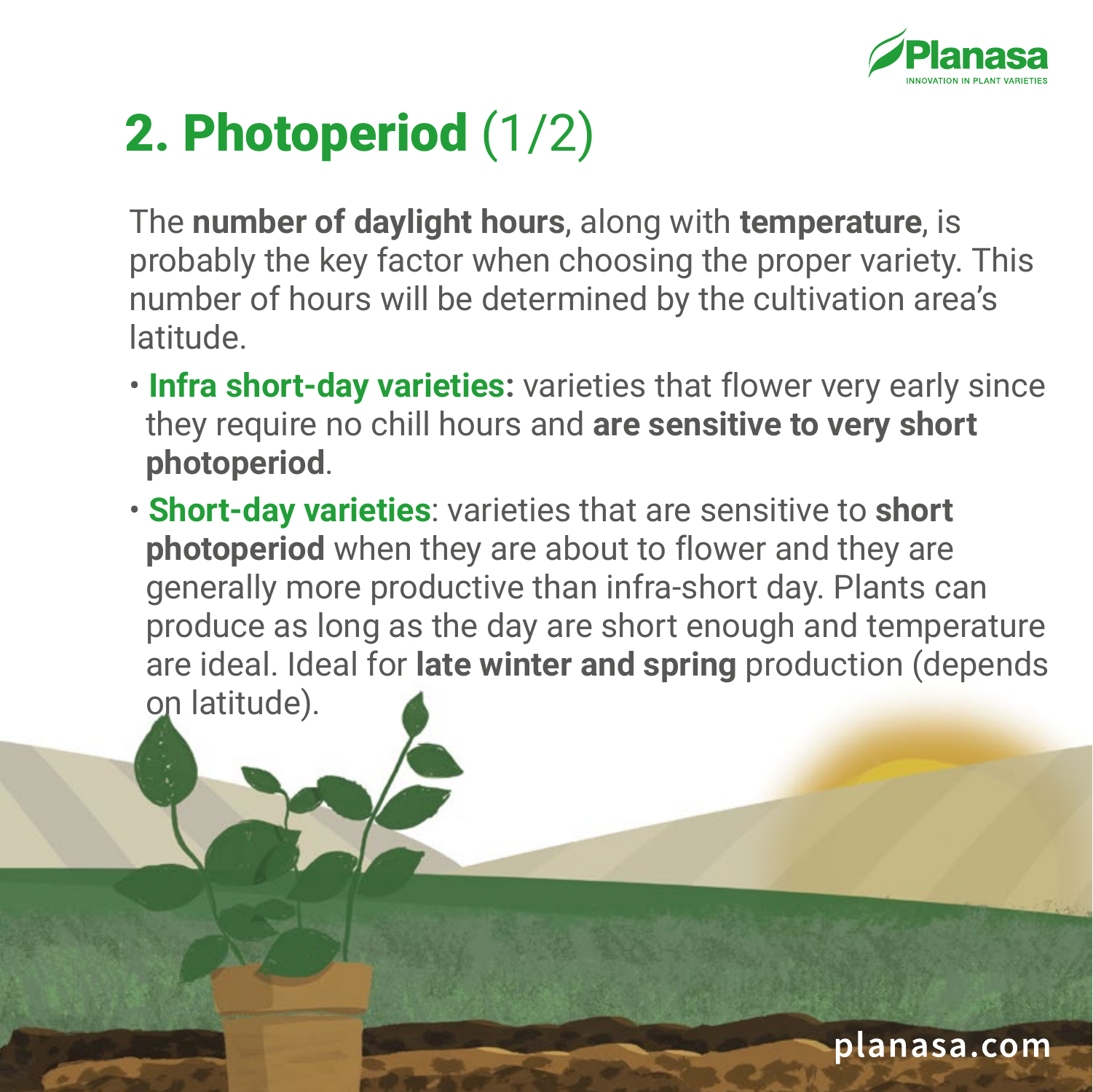# 2. Photoperiod (1/2)

The **number of daylight hours**, along with **temperature**, is probably the key factor when choosing the proper variety. This number of hours will be determined by the cultivation area's latitude.

- **Infra short-day varieties:** varieties that flower very early since they require no chill hours and **are sensitive to very short photoperiod**.
- **Short-day varieties**: varieties that are sensitive to **short photoperiod** when they are about to flower and they are generally more productive than infra-short day. Plants can produce as long as the day are short enough and temperature are ideal. Ideal for **late winter and spring** production (depends on latitude).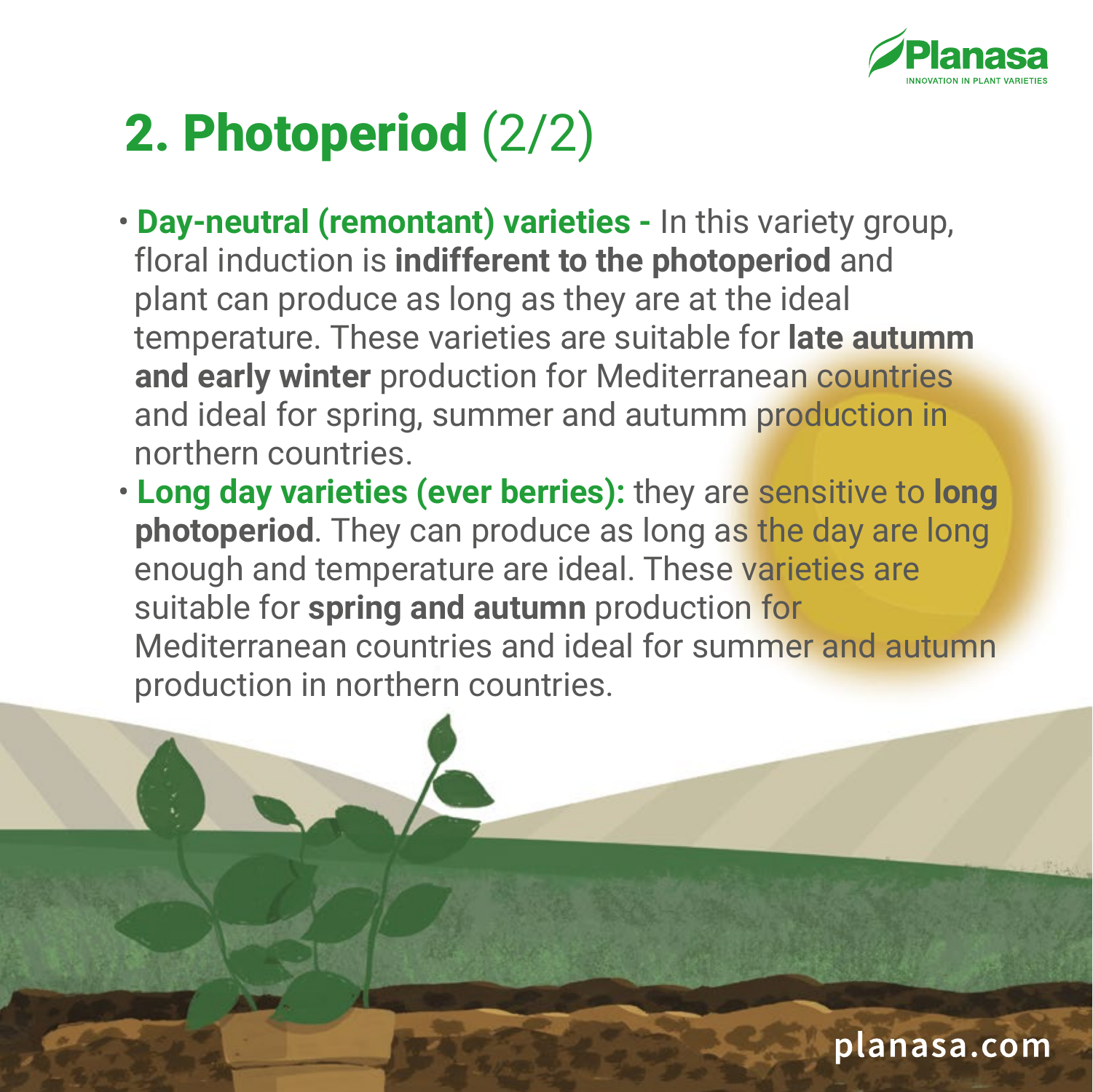# 2. Photoperiod (2/2)

- **Day-neutral (remontant) varieties -** In this variety group, floral induction is **indifferent to the photoperiod** and plant can produce as long as they are at the ideal temperature. These varieties are suitable for **late autumm and early winter** production for Mediterranean countries and ideal for spring, summer and autumm production in northern countries.
- **Long day varieties (ever berries):** they are sensitive to **long photoperiod**. They can produce as long as the day are long enough and temperature are ideal. These varieties are suitable for **spring and autumn** production for Mediterranean countries and ideal for summer and autumn production in northern countries.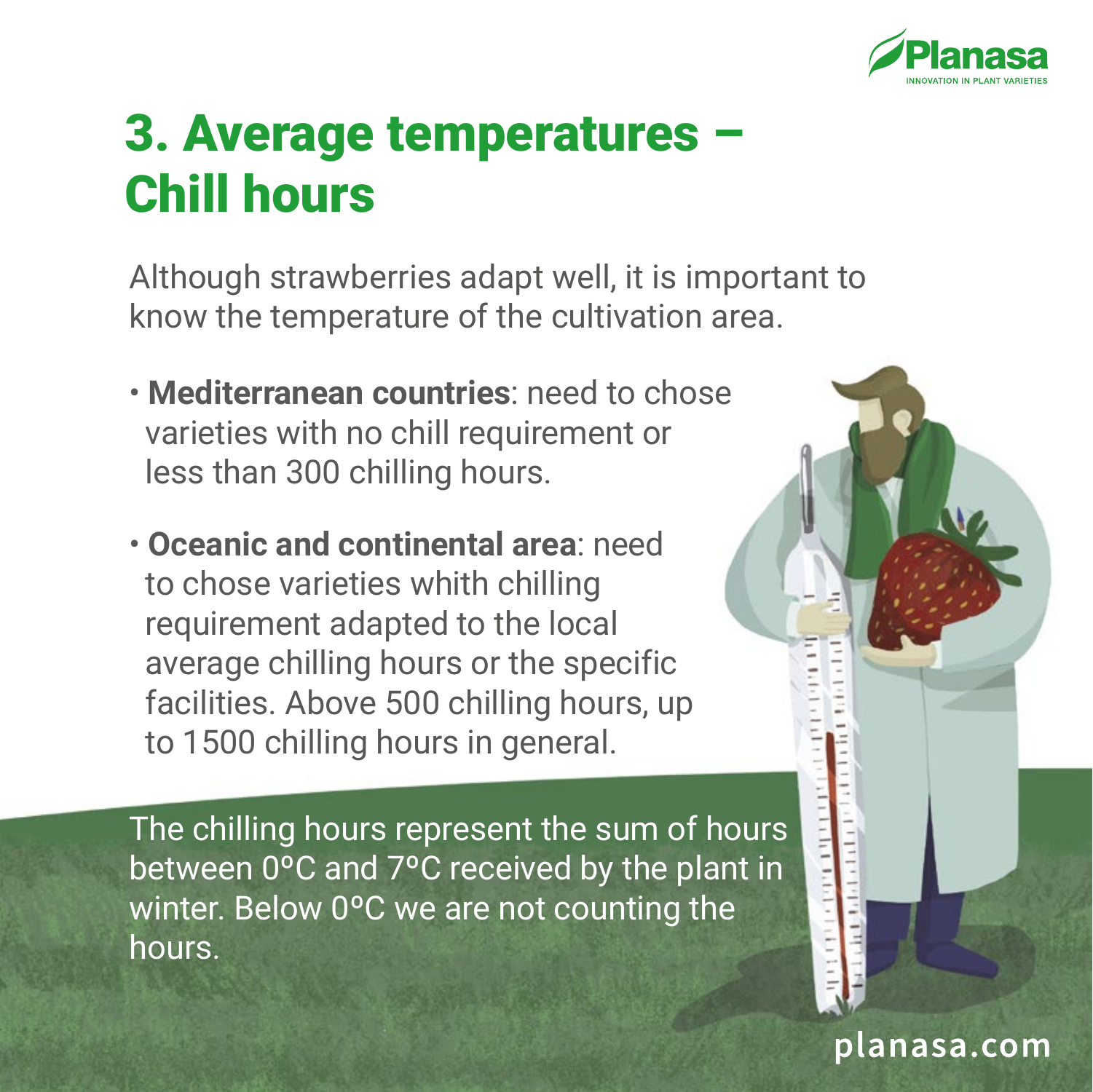# 3. Average temperatures – Chill hours

Although strawberries adapt well, it is important to know the temperature of the cultivation area.

- **Mediterranean countries**: need to chose varieties with no chill requirement or less than 300 chilling hours.
- **Oceanic and continental area**: need to chose varieties whith chilling requirement adapted to the local average chilling hours or the specific facilities. Above 500 chilling hours, up to 1500 chilling hours in general.

The chilling hours represent the sum of hours between 0ºC and 7ºC received by the plant in winter. Below 0ºC we are not counting the hours.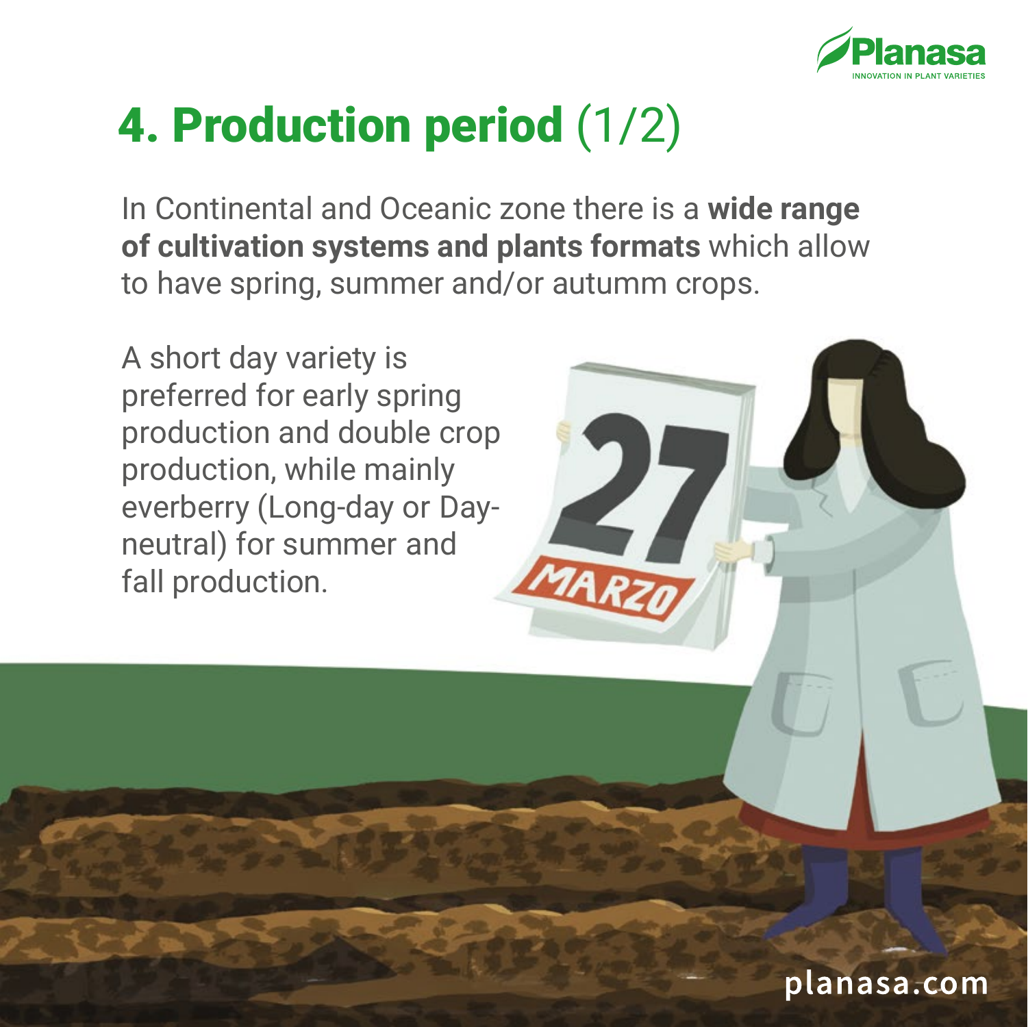# 4. Production period (1/2)

In Continental and Oceanic zone there is a **wide range of cultivation systems and plants formats** which allow to have spring, summer and/or autumm crops.

A short day variety is preferred for early spring production and double crop production, while mainly everberry (Long-day or Day-neutral) for summer and fall production.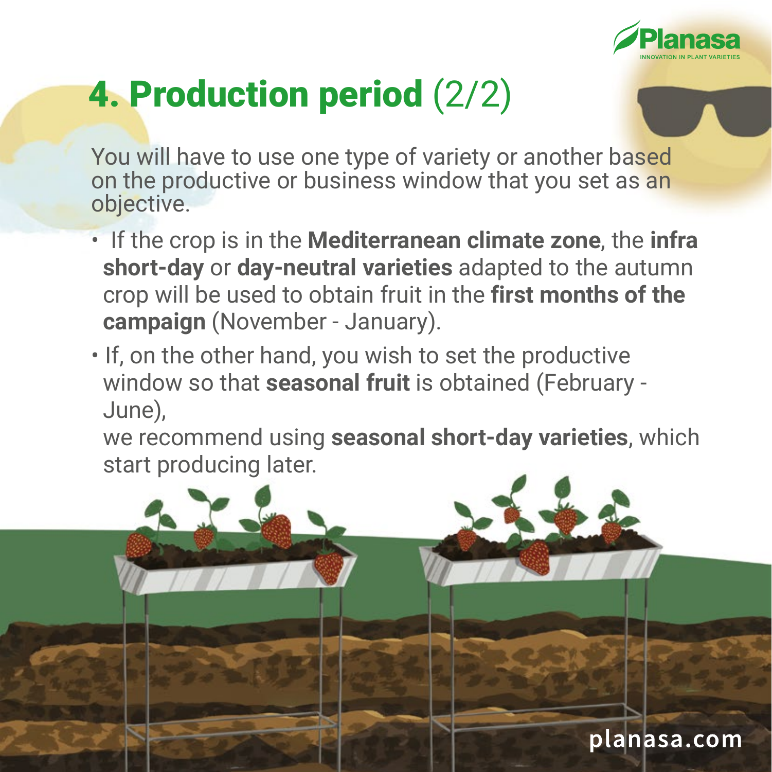# **4. Production period** (2/2)

You will have to use one type of variety or another based on the productive or business window that you set as an objective.

- If the crop is in the **Mediterranean climate zone**, the **infra short-day** or **day-neutral varieties** adapted to the autumn crop will be used to obtain fruit in the **first months of the campaign** (November - January).
- If, on the other hand, you wish to set the productive window so that **seasonal fruit** is obtained (February - June),
  we recommend using **seasonal short-day varieties**, which start producing later.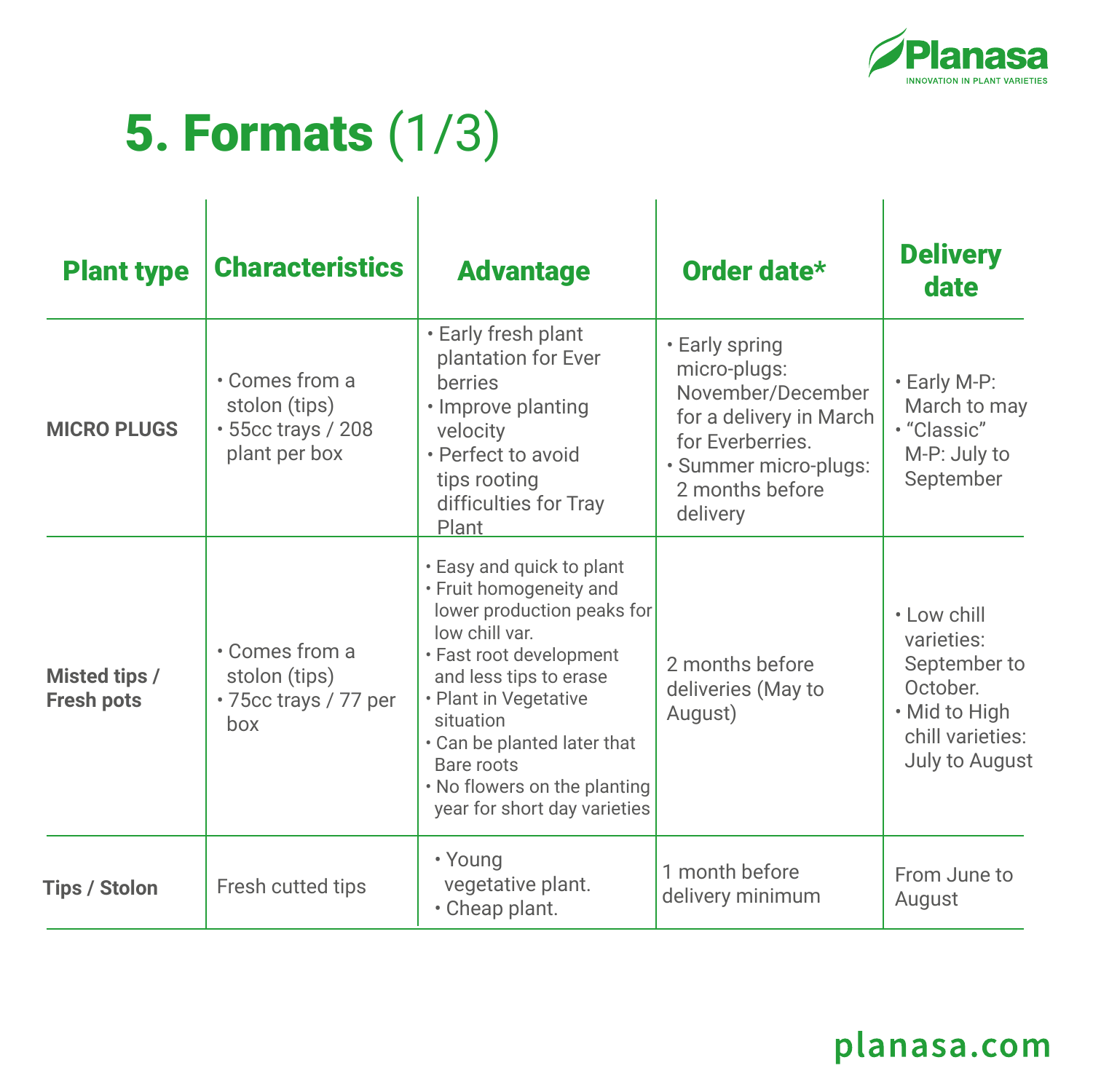# 5. Formats (1/3)

| Plant type | Characteristics | Advantage | Order date* | Delivery date |
| --- | --- | --- | --- | --- |
| **MICRO PLUGS** | • Comes from a stolon (tips)<br>• 55cc trays / 208 plant per box | • Early fresh plant plantation for Ever berries<br>• Improve planting velocity<br>• Perfect to avoid tips rooting difficulties for Tray Plant | • Early spring micro-plugs: November/December for a delivery in March for Everberries.<br>• Summer micro-plugs: 2 months before delivery | • Early M-P: March to may<br>• "Classic" M-P: July to September |
| **Misted tips / Fresh pots** | • Comes from a stolon (tips)<br>• 75cc trays / 77 per box | • Easy and quick to plant<br>• Fruit homogeneity and lower production peaks for low chill var.<br>• Fast root development and less tips to erase<br>• Plant in Vegetative situation<br>• Can be planted later that Bare roots<br>• No flowers on the planting year for short day varieties | 2 months before deliveries (May to August) | • Low chill varieties: September to October.<br>• Mid to High chill varieties: July to August |
| **Tips / Stolon** | Fresh cutted tips | • Young vegetative plant.<br>• Cheap plant. | 1 month before delivery minimum | From June to August |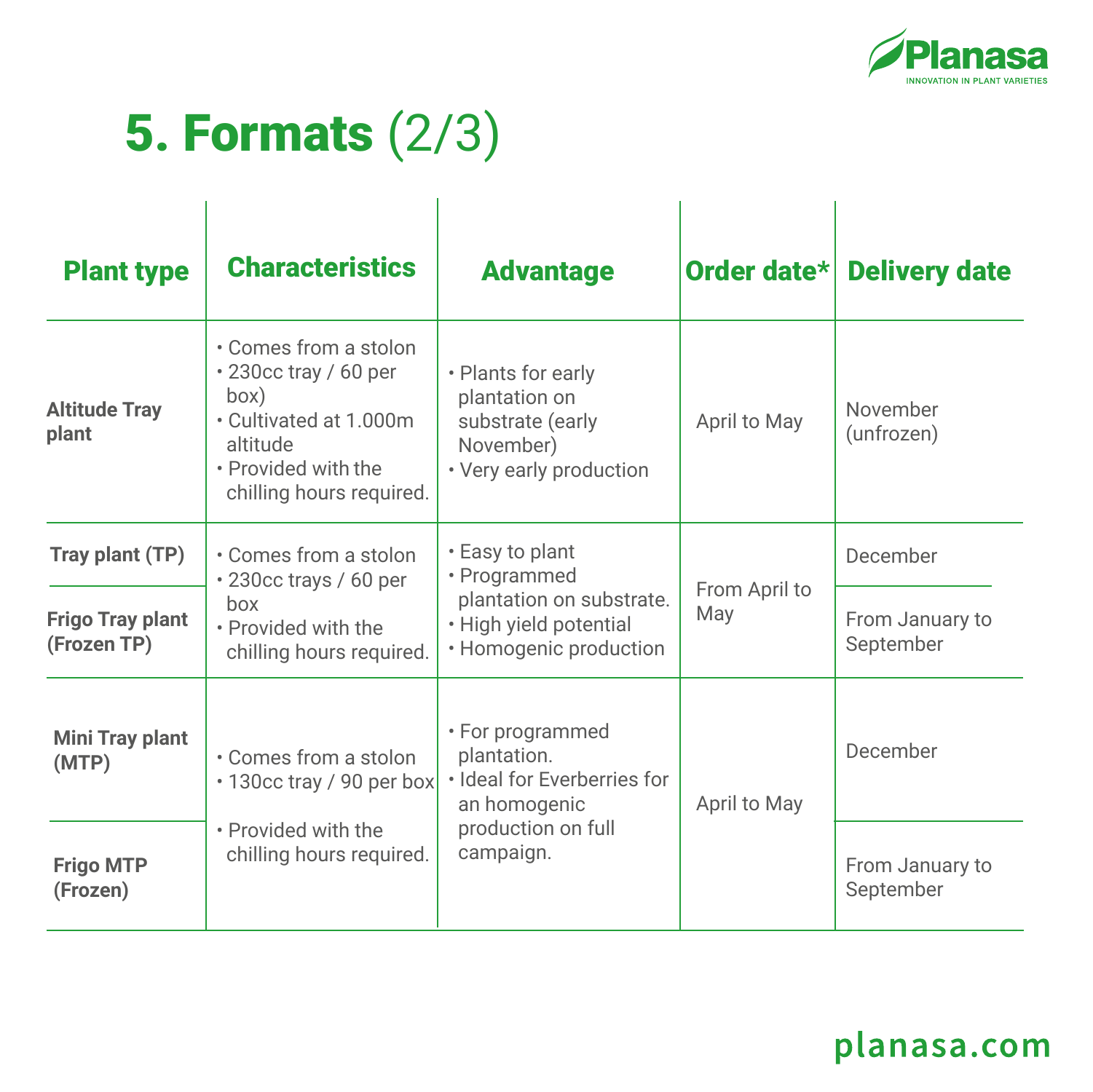# 5. Formats (2/3)

| Plant type | Characteristics | Advantage | Order date* | Delivery date |
|---|---|---|---|---|
| **Altitude Tray plant** | • Comes from a stolon<br>• 230cc tray / 60 per box)<br>• Cultivated at 1.000m altitude<br>• Provided with the chilling hours required. | • Plants for early plantation on substrate (early November)<br>• Very early production | April to May | November (unfrozen) |
| **Tray plant (TP)** | • Comes from a stolon<br>• 230cc trays / 60 per box<br>• Provided with the chilling hours required. | • Easy to plant<br>• Programmed plantation on substrate.<br>• High yield potential<br>• Homogenic production | From April to May | December |
| **Frigo Tray plant (Frozen TP)** | | | | From January to September |
| **Mini Tray plant (MTP)** | • Comes from a stolon<br>• 130cc tray / 90 per box<br>• Provided with the chilling hours required. | • For programmed plantation.<br>• Ideal for Everberries for an homogenic production on full campaign. | April to May | December |
| **Frigo MTP (Frozen)** | | | | From January to September |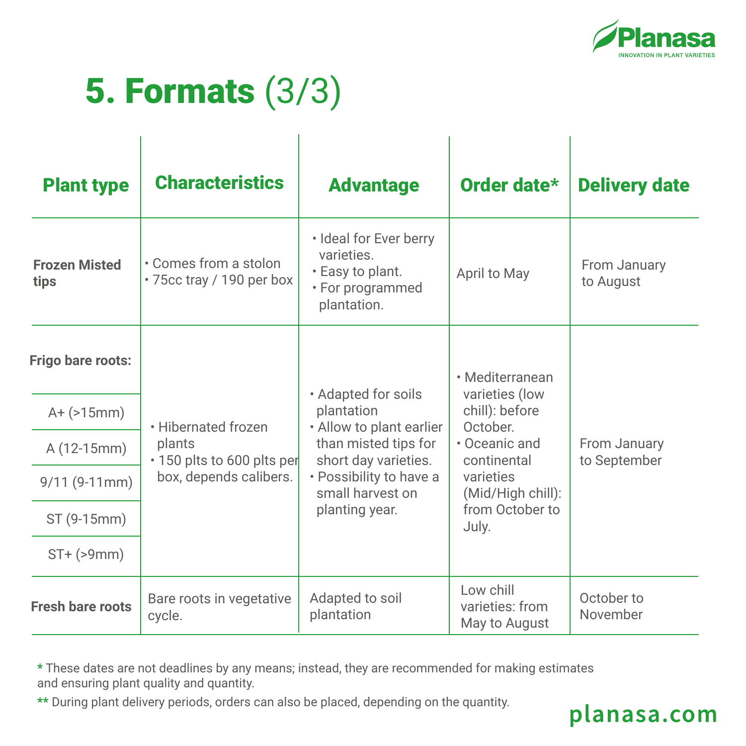# 5. Formats (3/3)

| Plant type | Characteristics | Advantage | Order date* | Delivery date |
|---|---|---|---|---|
| **Frozen Misted tips** | • Comes from a stolon<br>• 75cc tray / 190 per box | • Ideal for Ever berry varieties.<br>• Easy to plant.<br>• For programmed plantation. | April to May | From January to August |
| **Frigo bare roots:**<br>A+ (>15mm)<br>A (12-15mm)<br>9/11 (9-11mm)<br>ST (9-15mm)<br>ST+ (>9mm) | • Hibernated frozen plants<br>• 150 plts to 600 plts per box, depends calibers. | • Adapted for soils plantation<br>• Allow to plant earlier than misted tips for short day varieties.<br>• Possibility to have a small harvest on planting year. | • Mediterranean varieties (low chill): before October.<br>• Oceanic and continental varieties (Mid/High chill): from October to July. | From January to September |
| **Fresh bare roots** | Bare roots in vegetative cycle. | Adapted to soil plantation | Low chill varieties: from May to August | October to November |

* These dates are not deadlines by any means; instead, they are recommended for making estimates and ensuring plant quality and quantity.

** During plant delivery periods, orders can also be placed, depending on the quantity.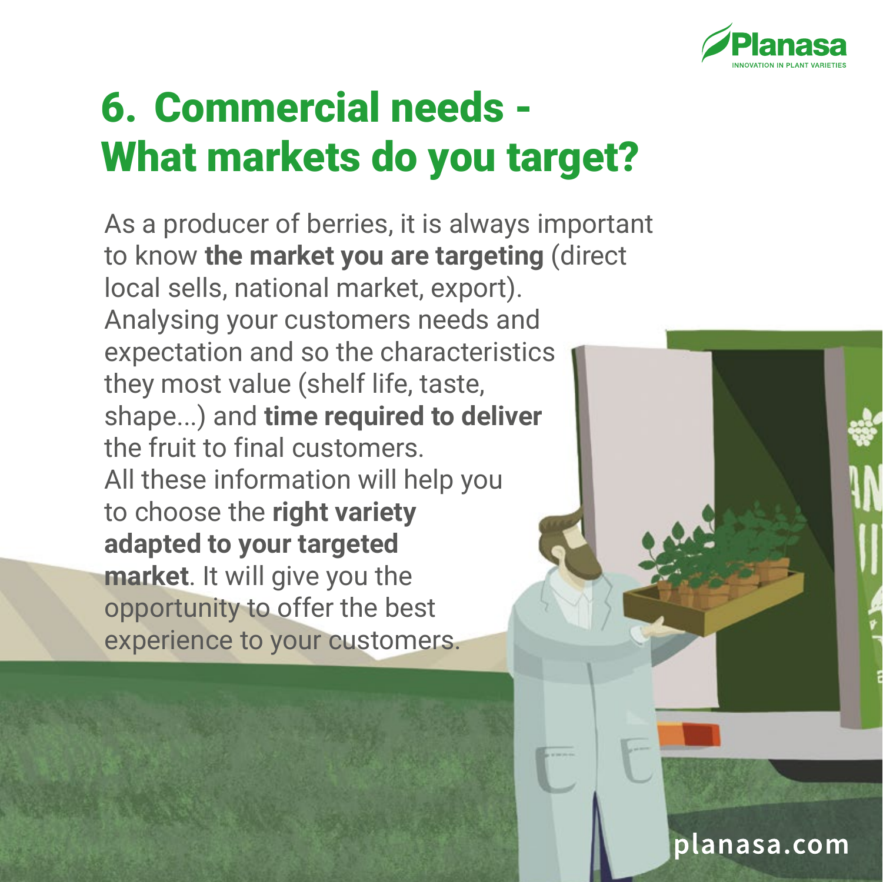# 6. Commercial needs - What markets do you target?

As a producer of berries, it is always important to know **the market you are targeting** (direct local sells, national market, export). Analysing your customers needs and expectation and so the characteristics they most value (shelf life, taste, shape...) and **time required to deliver** the fruit to final customers. All these information will help you to choose the **right variety adapted to your targeted market**. It will give you the opportunity to offer the best experience to your customers.

planasa.com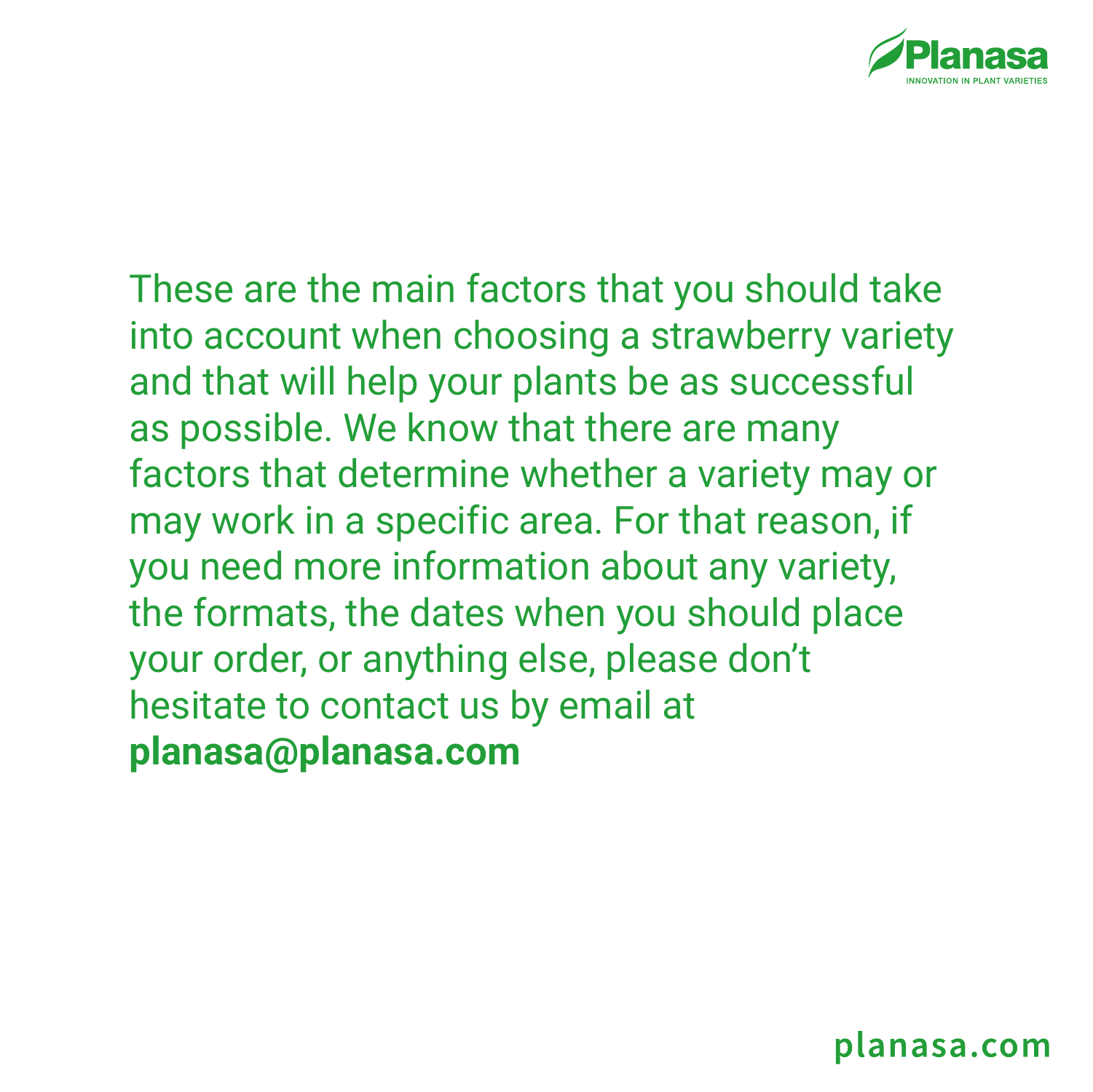These are the main factors that you should take into account when choosing a strawberry variety and that will help your plants be as successful as possible. We know that there are many factors that determine whether a variety may or may work in a specific area. For that reason, if you need more information about any variety, the formats, the dates when you should place your order, or anything else, please don't hesitate to contact us by email at **planasa@planasa.com**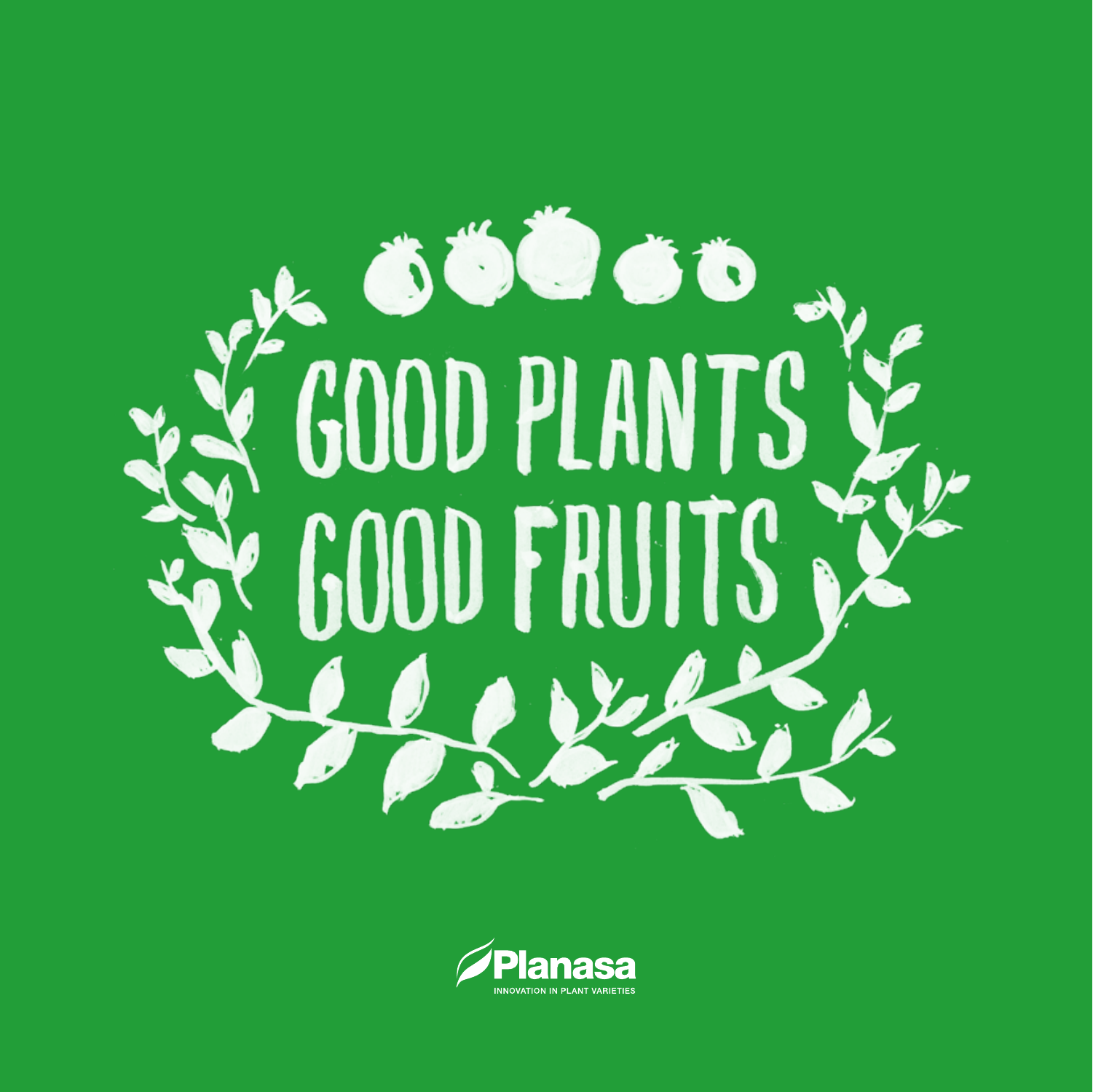GOOD PLANTS
GOOD FRUITS

Planasa
INNOVATION IN PLANT VARIETIES